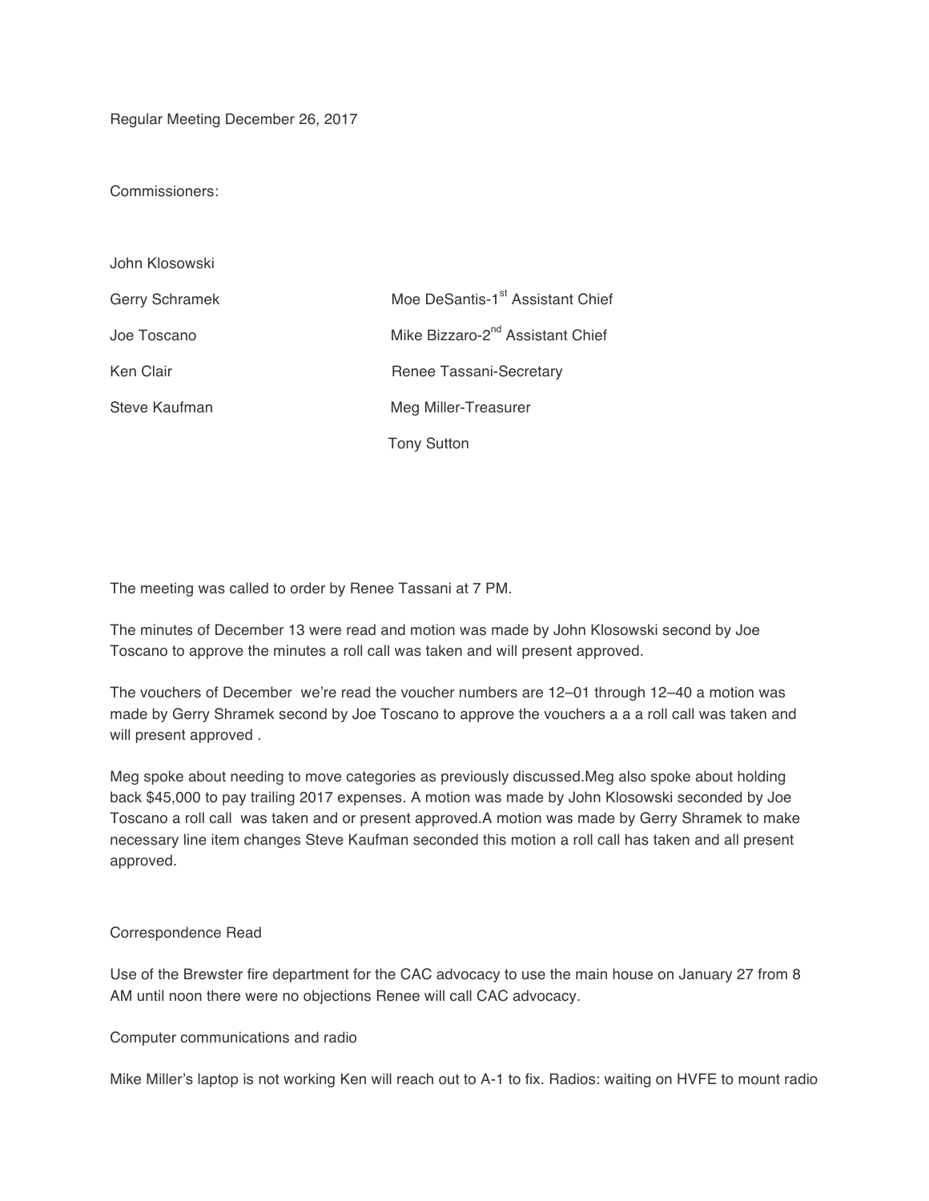Regular Meeting December 26, 2017

Commissioners:

| | |
|---|---|
| John Klosowski | |
| Gerry Schramek | Moe DeSantis-1st Assistant Chief |
| Joe Toscano | Mike Bizzaro-2nd Assistant Chief |
| Ken Clair | Renee Tassani-Secretary |
| Steve Kaufman | Meg Miller-Treasurer |
| | Tony Sutton |

The meeting was called to order by Renee Tassani at 7 PM.

The minutes of December 13 were read and motion was made by John Klosowski second by Joe Toscano to approve the minutes a roll call was taken and will present approved.

The vouchers of December we're read the voucher numbers are 12–01 through 12–40 a motion was made by Gerry Shramek second by Joe Toscano to approve the vouchers a a a roll call was taken and will present approved .

Meg spoke about needing to move categories as previously discussed.Meg also spoke about holding back $45,000 to pay trailing 2017 expenses. A motion was made by John Klosowski seconded by Joe Toscano a roll call was taken and or present approved.A motion was made by Gerry Shramek to make necessary line item changes Steve Kaufman seconded this motion a roll call has taken and all present approved.

Correspondence Read

Use of the Brewster fire department for the CAC advocacy to use the main house on January 27 from 8 AM until noon there were no objections Renee will call CAC advocacy.

Computer communications and radio

Mike Miller's laptop is not working Ken will reach out to A-1 to fix. Radios: waiting on HVFE to mount radio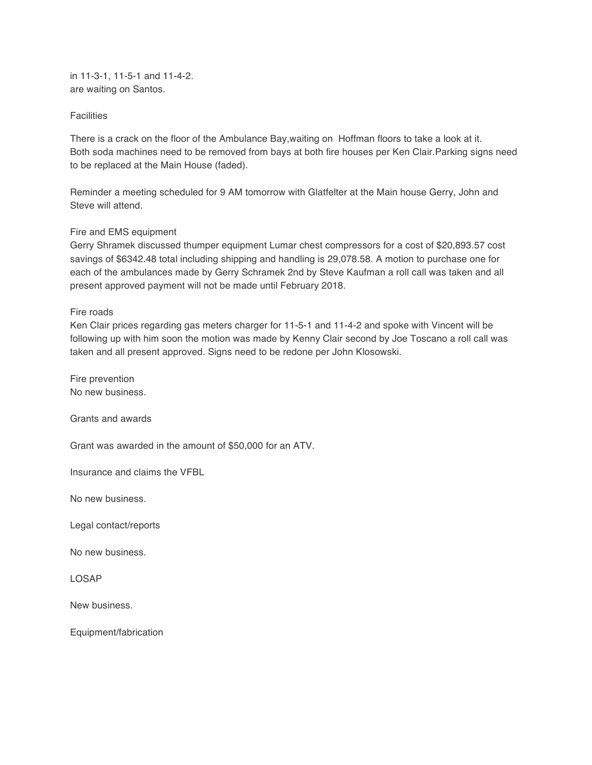in 11-3-1, 11-5-1 and 11-4-2.
are waiting on Santos.

Facilities

There is a crack on the floor of the Ambulance Bay,waiting on Hoffman floors to take a look at it.
Both soda machines need to be removed from bays at both fire houses per Ken Clair.Parking signs need to be replaced at the Main House (faded).

Reminder a meeting scheduled for 9 AM tomorrow with Glatfelter at the Main house Gerry, John and Steve will attend.

Fire and EMS equipment
Gerry Shramek discussed thumper equipment Lumar chest compressors for a cost of $20,893.57 cost savings of $6342.48 total including shipping and handling is 29,078.58. A motion to purchase one for each of the ambulances made by Gerry Schramek 2nd by Steve Kaufman a roll call was taken and all present approved payment will not be made until February 2018.

Fire roads
Ken Clair prices regarding gas meters charger for 11-5-1 and 11-4-2 and spoke with Vincent will be following up with him soon the motion was made by Kenny Clair second by Joe Toscano a roll call was taken and all present approved. Signs need to be redone per John Klosowski.

Fire prevention
No new business.

Grants and awards

Grant was awarded in the amount of $50,000 for an ATV.

Insurance and claims the VFBL

No new business.

Legal contact/reports

No new business.

LOSAP

New business.

Equipment/fabrication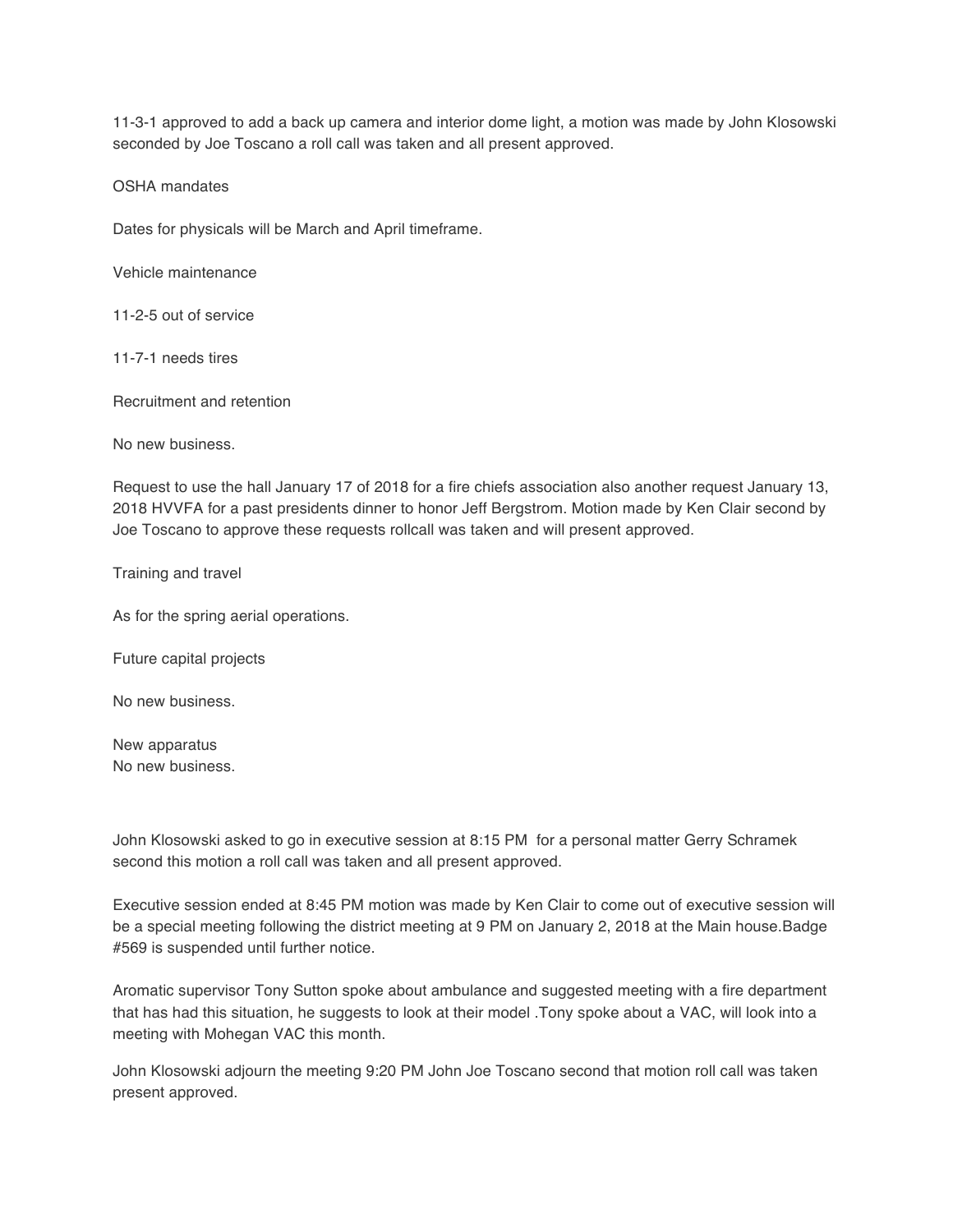11-3-1 approved to add a back up camera and interior dome light, a motion was made by John Klosowski seconded by Joe Toscano a roll call was taken and all present approved.

OSHA mandates

Dates for physicals will be March and April timeframe.

Vehicle maintenance

11-2-5 out of service

11-7-1 needs tires

Recruitment and retention

No new business.

Request to use the hall January 17 of 2018 for a fire chiefs association also another request January 13, 2018 HVVFA for a past presidents dinner to honor Jeff Bergstrom. Motion made by Ken Clair second by Joe Toscano to approve these requests rollcall was taken and will present approved.

Training and travel

As for the spring aerial operations.

Future capital projects

No new business.

New apparatus
No new business.

John Klosowski asked to go in executive session at 8:15 PM for a personal matter Gerry Schramek second this motion a roll call was taken and all present approved.

Executive session ended at 8:45 PM motion was made by Ken Clair to come out of executive session will be a special meeting following the district meeting at 9 PM on January 2, 2018 at the Main house.Badge #569 is suspended until further notice.

Aromatic supervisor Tony Sutton spoke about ambulance and suggested meeting with a fire department that has had this situation, he suggests to look at their model .Tony spoke about a VAC, will look into a meeting with Mohegan VAC this month.

John Klosowski adjourn the meeting 9:20 PM John Joe Toscano second that motion roll call was taken present approved.